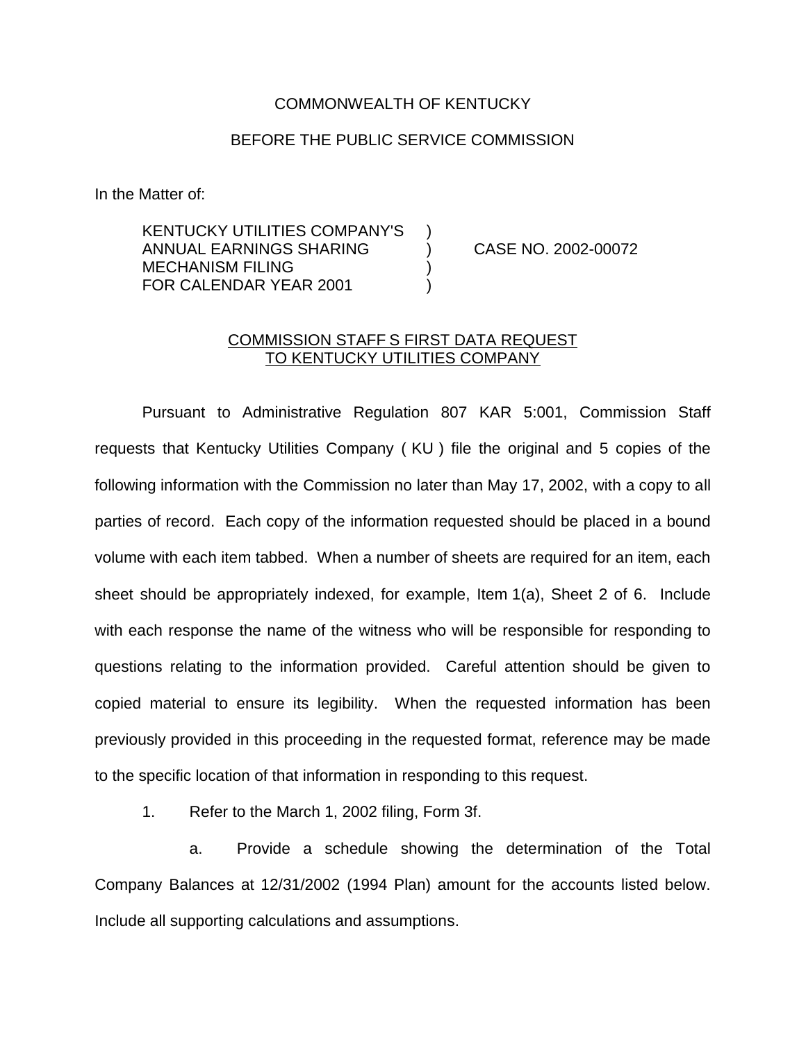COMMONWEALTH OF KENTUCKY

BEFORE THE PUBLIC SERVICE COMMISSION

In the Matter of:

| | | |
|---|---|---|
| KENTUCKY UTILITIES COMPANY'S ANNUAL EARNINGS SHARING MECHANISM FILING FOR CALENDAR YEAR 2001 | ) ) ) ) | CASE NO. 2002-00072 |

COMMISSION STAFF S FIRST DATA REQUEST TO KENTUCKY UTILITIES COMPANY

Pursuant to Administrative Regulation 807 KAR 5:001, Commission Staff requests that Kentucky Utilities Company ( KU ) file the original and 5 copies of the following information with the Commission no later than May 17, 2002, with a copy to all parties of record. Each copy of the information requested should be placed in a bound volume with each item tabbed. When a number of sheets are required for an item, each sheet should be appropriately indexed, for example, Item 1(a), Sheet 2 of 6. Include with each response the name of the witness who will be responsible for responding to questions relating to the information provided. Careful attention should be given to copied material to ensure its legibility. When the requested information has been previously provided in this proceeding in the requested format, reference may be made to the specific location of that information in responding to this request.

1. Refer to the March 1, 2002 filing, Form 3f.

a. Provide a schedule showing the determination of the Total Company Balances at 12/31/2002 (1994 Plan) amount for the accounts listed below. Include all supporting calculations and assumptions.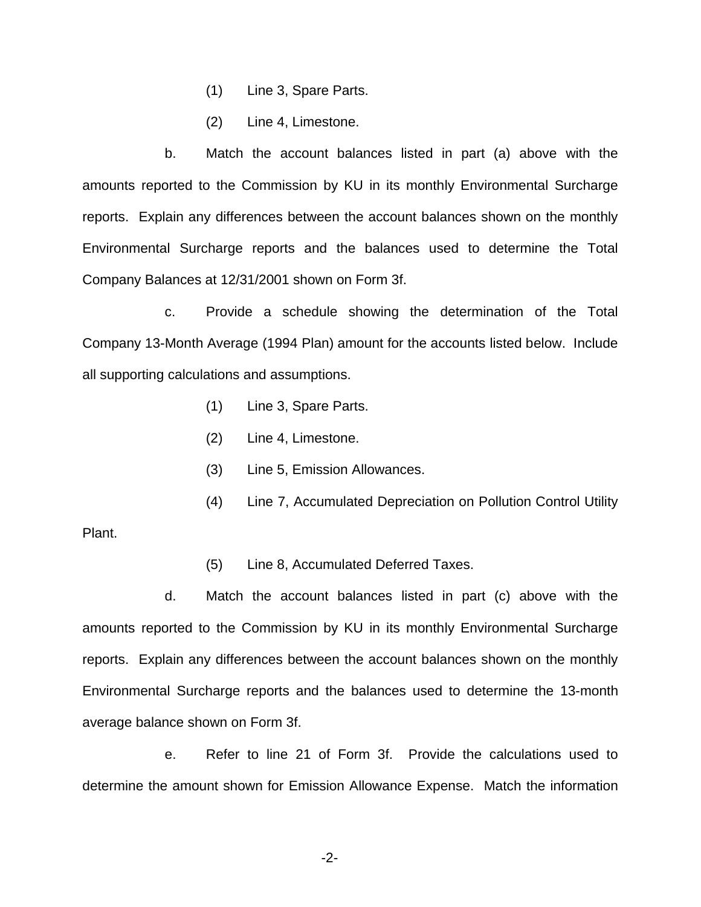(1) Line 3, Spare Parts.

(2) Line 4, Limestone.

b. Match the account balances listed in part (a) above with the amounts reported to the Commission by KU in its monthly Environmental Surcharge reports. Explain any differences between the account balances shown on the monthly Environmental Surcharge reports and the balances used to determine the Total Company Balances at 12/31/2001 shown on Form 3f.

c. Provide a schedule showing the determination of the Total Company 13-Month Average (1994 Plan) amount for the accounts listed below. Include all supporting calculations and assumptions.

(1) Line 3, Spare Parts.

(2) Line 4, Limestone.

(3) Line 5, Emission Allowances.

(4) Line 7, Accumulated Depreciation on Pollution Control Utility Plant.

(5) Line 8, Accumulated Deferred Taxes.

d. Match the account balances listed in part (c) above with the amounts reported to the Commission by KU in its monthly Environmental Surcharge reports. Explain any differences between the account balances shown on the monthly Environmental Surcharge reports and the balances used to determine the 13-month average balance shown on Form 3f.

e. Refer to line 21 of Form 3f. Provide the calculations used to determine the amount shown for Emission Allowance Expense. Match the information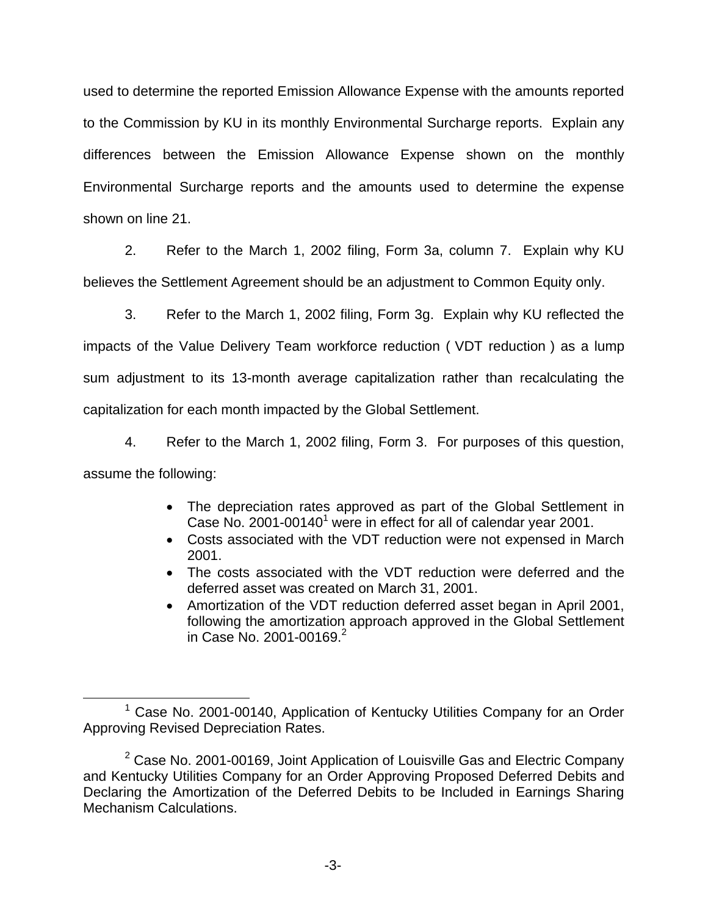used to determine the reported Emission Allowance Expense with the amounts reported to the Commission by KU in its monthly Environmental Surcharge reports. Explain any differences between the Emission Allowance Expense shown on the monthly Environmental Surcharge reports and the amounts used to determine the expense shown on line 21.

2. Refer to the March 1, 2002 filing, Form 3a, column 7. Explain why KU believes the Settlement Agreement should be an adjustment to Common Equity only.

3. Refer to the March 1, 2002 filing, Form 3g. Explain why KU reflected the impacts of the Value Delivery Team workforce reduction ( VDT reduction ) as a lump sum adjustment to its 13-month average capitalization rather than recalculating the capitalization for each month impacted by the Global Settlement.

4. Refer to the March 1, 2002 filing, Form 3. For purposes of this question, assume the following:

- The depreciation rates approved as part of the Global Settlement in Case No. 2001-00140[1] were in effect for all of calendar year 2001.
- Costs associated with the VDT reduction were not expensed in March 2001.
- The costs associated with the VDT reduction were deferred and the deferred asset was created on March 31, 2001.
- Amortization of the VDT reduction deferred asset began in April 2001, following the amortization approach approved in the Global Settlement in Case No. 2001-00169.[2]

[1] Case No. 2001-00140, Application of Kentucky Utilities Company for an Order Approving Revised Depreciation Rates.

[2] Case No. 2001-00169, Joint Application of Louisville Gas and Electric Company and Kentucky Utilities Company for an Order Approving Proposed Deferred Debits and Declaring the Amortization of the Deferred Debits to be Included in Earnings Sharing Mechanism Calculations.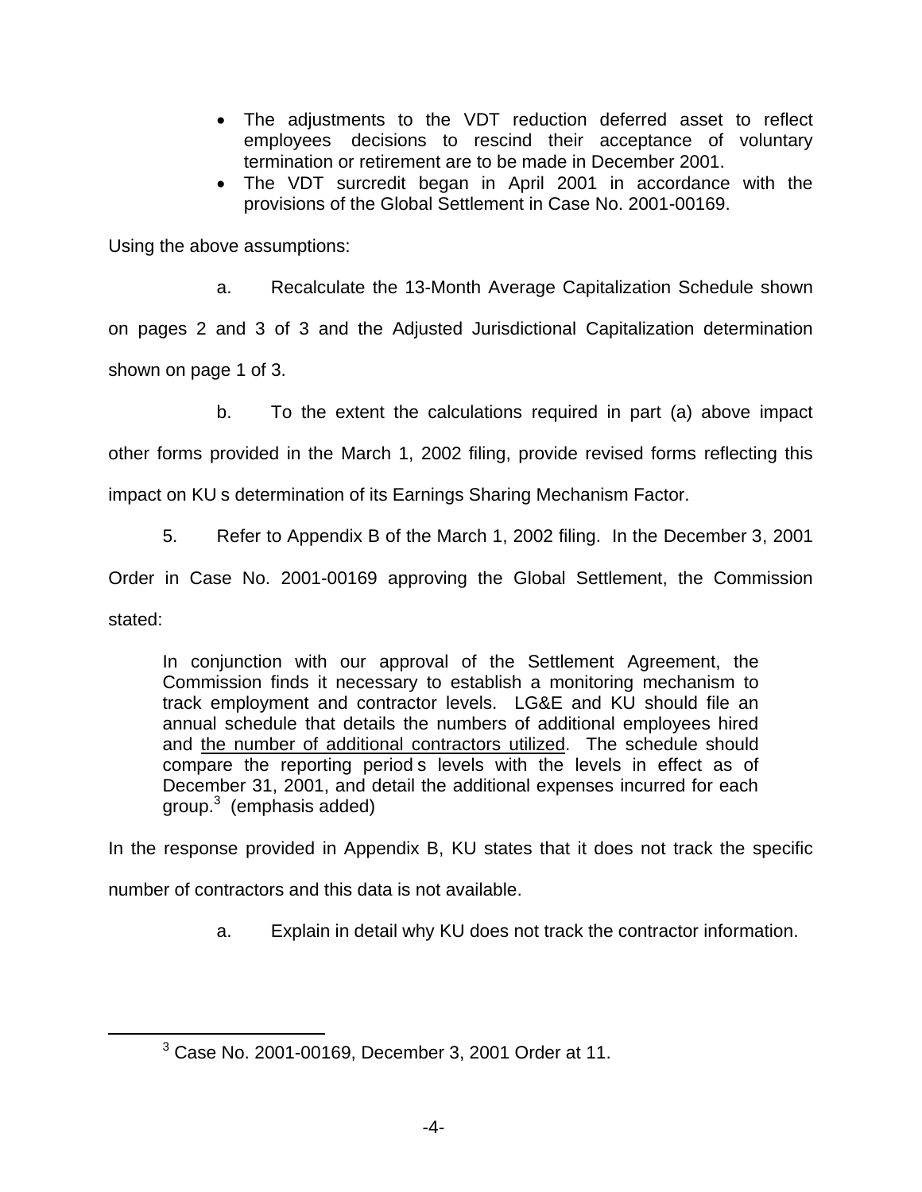- The adjustments to the VDT reduction deferred asset to reflect employees decisions to rescind their acceptance of voluntary termination or retirement are to be made in December 2001.
- The VDT surcredit began in April 2001 in accordance with the provisions of the Global Settlement in Case No. 2001-00169.

Using the above assumptions:

a. Recalculate the 13-Month Average Capitalization Schedule shown on pages 2 and 3 of 3 and the Adjusted Jurisdictional Capitalization determination shown on page 1 of 3.

b. To the extent the calculations required in part (a) above impact other forms provided in the March 1, 2002 filing, provide revised forms reflecting this impact on KU s determination of its Earnings Sharing Mechanism Factor.

5. Refer to Appendix B of the March 1, 2002 filing. In the December 3, 2001 Order in Case No. 2001-00169 approving the Global Settlement, the Commission stated:

> In conjunction with our approval of the Settlement Agreement, the Commission finds it necessary to establish a monitoring mechanism to track employment and contractor levels. LG&E and KU should file an annual schedule that details the numbers of additional employees hired and <u>the number of additional contractors utilized</u>. The schedule should compare the reporting period s levels with the levels in effect as of December 31, 2001, and detail the additional expenses incurred for each group.[3] (emphasis added)

In the response provided in Appendix B, KU states that it does not track the specific number of contractors and this data is not available.

a. Explain in detail why KU does not track the contractor information.

[3] Case No. 2001-00169, December 3, 2001 Order at 11.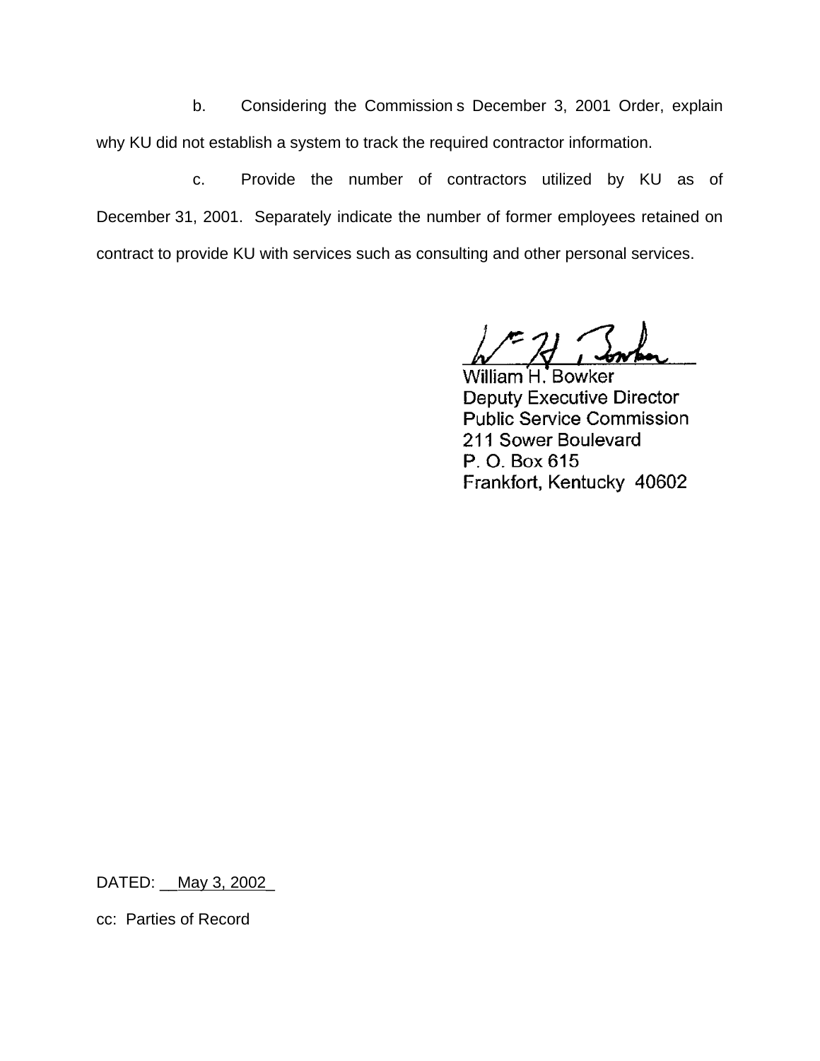b. Considering the Commission s December 3, 2001 Order, explain why KU did not establish a system to track the required contractor information.

c. Provide the number of contractors utilized by KU as of December 31, 2001. Separately indicate the number of former employees retained on contract to provide KU with services such as consulting and other personal services.

William H. Bowker
Deputy Executive Director
Public Service Commission
211 Sower Boulevard
P. O. Box 615
Frankfort, Kentucky 40602

DATED: __May 3, 2002_

cc: Parties of Record